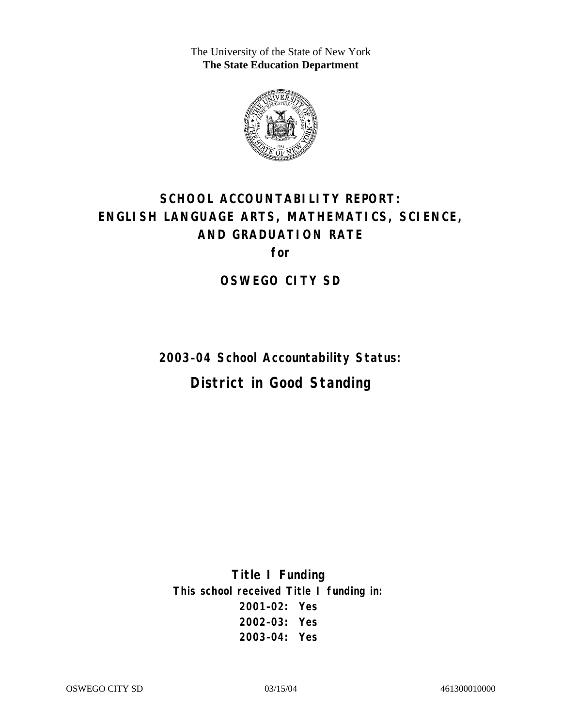The University of the State of New York
**The State Education Department**

# SCHOOL ACCOUNTABILITY REPORT: ENGLISH LANGUAGE ARTS, MATHEMATICS, SCIENCE, AND GRADUATION RATE

**for**

## OSWEGO CITY SD

**2003–04 School Accountability Status:**

## District in Good Standing

**Title I Funding**

**This school received Title I funding in:**

**2001–02: Yes**
**2002–03: Yes**
**2003–04: Yes**

OSWEGO CITY SD 03/15/04 461300010000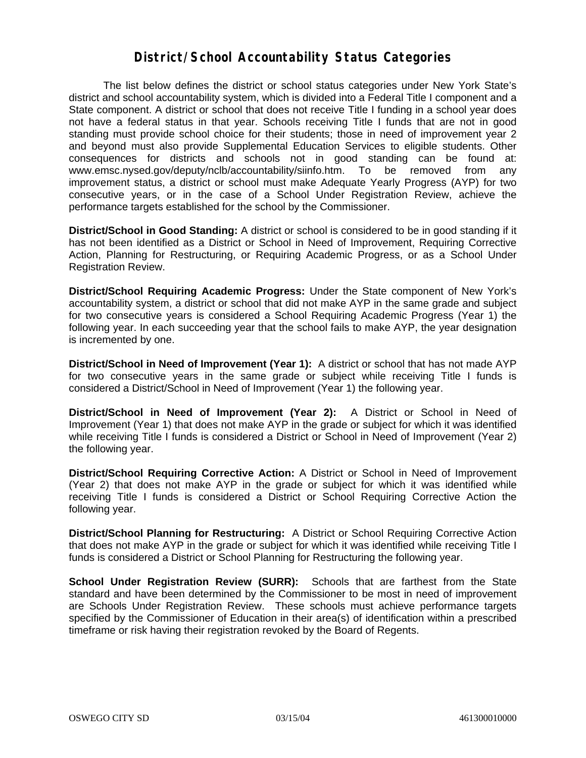# District/School Accountability Status Categories

The list below defines the district or school status categories under New York State's district and school accountability system, which is divided into a Federal Title I component and a State component. A district or school that does not receive Title I funding in a school year does not have a federal status in that year. Schools receiving Title I funds that are not in good standing must provide school choice for their students; those in need of improvement year 2 and beyond must also provide Supplemental Education Services to eligible students. Other consequences for districts and schools not in good standing can be found at: www.emsc.nysed.gov/deputy/nclb/accountability/siinfo.htm. To be removed from any improvement status, a district or school must make Adequate Yearly Progress (AYP) for two consecutive years, or in the case of a School Under Registration Review, achieve the performance targets established for the school by the Commissioner.

**District/School in Good Standing:** A district or school is considered to be in good standing if it has not been identified as a District or School in Need of Improvement, Requiring Corrective Action, Planning for Restructuring, or Requiring Academic Progress, or as a School Under Registration Review.

**District/School Requiring Academic Progress:** Under the State component of New York's accountability system, a district or school that did not make AYP in the same grade and subject for two consecutive years is considered a School Requiring Academic Progress (Year 1) the following year. In each succeeding year that the school fails to make AYP, the year designation is incremented by one.

**District/School in Need of Improvement (Year 1):** A district or school that has not made AYP for two consecutive years in the same grade or subject while receiving Title I funds is considered a District/School in Need of Improvement (Year 1) the following year.

**District/School in Need of Improvement (Year 2):** A District or School in Need of Improvement (Year 1) that does not make AYP in the grade or subject for which it was identified while receiving Title I funds is considered a District or School in Need of Improvement (Year 2) the following year.

**District/School Requiring Corrective Action:** A District or School in Need of Improvement (Year 2) that does not make AYP in the grade or subject for which it was identified while receiving Title I funds is considered a District or School Requiring Corrective Action the following year.

**District/School Planning for Restructuring:** A District or School Requiring Corrective Action that does not make AYP in the grade or subject for which it was identified while receiving Title I funds is considered a District or School Planning for Restructuring the following year.

**School Under Registration Review (SURR):** Schools that are farthest from the State standard and have been determined by the Commissioner to be most in need of improvement are Schools Under Registration Review. These schools must achieve performance targets specified by the Commissioner of Education in their area(s) of identification within a prescribed timeframe or risk having their registration revoked by the Board of Regents.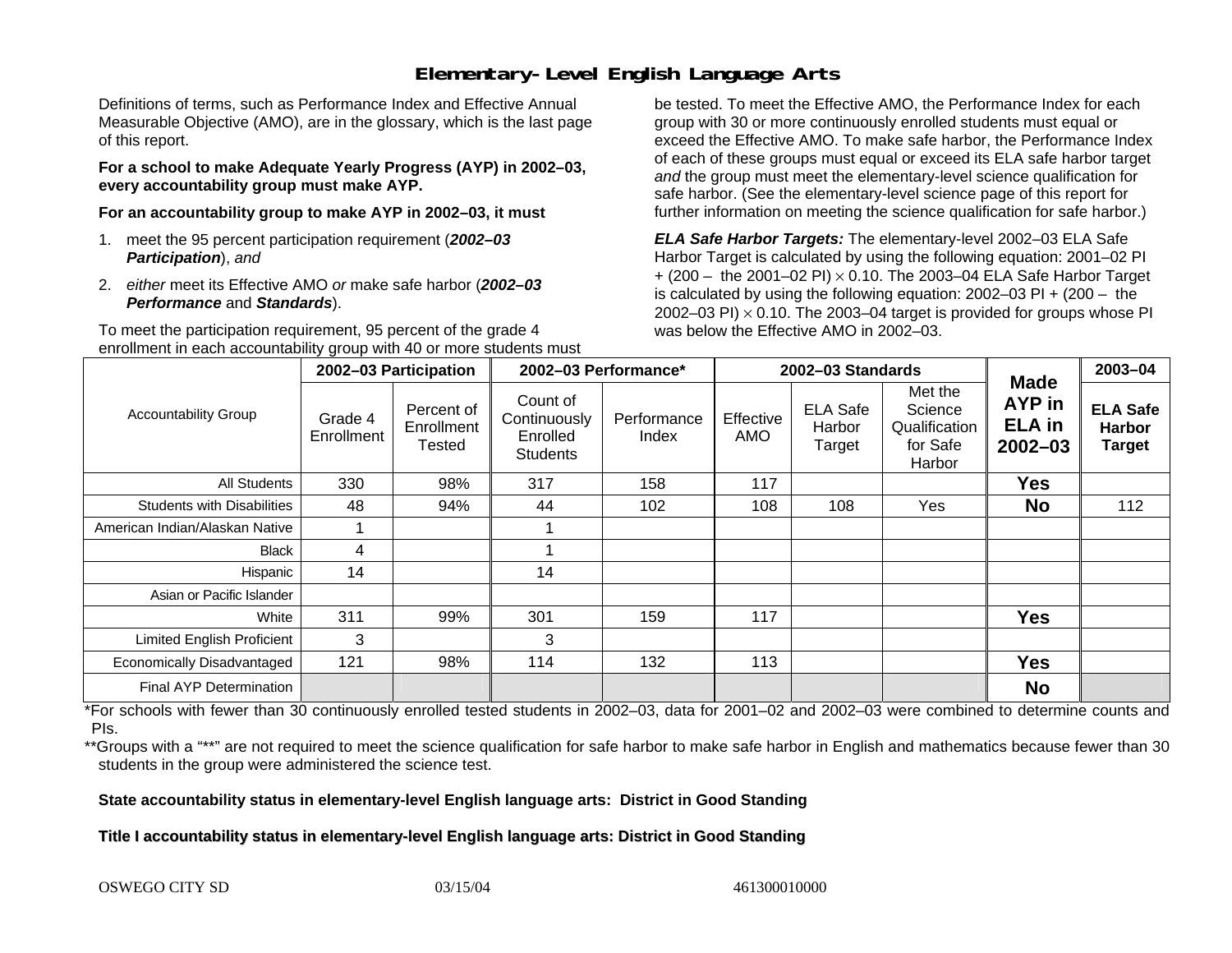# Elementary-Level English Language Arts

Definitions of terms, such as Performance Index and Effective Annual Measurable Objective (AMO), are in the glossary, which is the last page of this report.

**For a school to make Adequate Yearly Progress (AYP) in 2002–03, every accountability group must make AYP.**

**For an accountability group to make AYP in 2002–03, it must**

1. meet the 95 percent participation requirement (***2002–03 Participation***), *and*
2. *either* meet its Effective AMO *or* make safe harbor (***2002–03 Performance*** and ***Standards***).

To meet the participation requirement, 95 percent of the grade 4 enrollment in each accountability group with 40 or more students must be tested. To meet the Effective AMO, the Performance Index for each group with 30 or more continuously enrolled students must equal or exceed the Effective AMO. To make safe harbor, the Performance Index of each of these groups must equal or exceed its ELA safe harbor target *and* the group must meet the elementary-level science qualification for safe harbor. (See the elementary-level science page of this report for further information on meeting the science qualification for safe harbor.)

***ELA Safe Harbor Targets:*** The elementary-level 2002–03 ELA Safe Harbor Target is calculated by using the following equation: 2001–02 PI + (200 – the 2001–02 PI) $\times$ 0.10. The 2003–04 ELA Safe Harbor Target is calculated by using the following equation: 2002–03 PI + (200 – the 2002–03 PI) $\times$ 0.10. The 2003–04 target is provided for groups whose PI was below the Effective AMO in 2002–03.

| Accountability Group | 2002–03 Participation | | 2002–03 Performance* | | 2002–03 Standards | | | Made AYP in ELA in 2002–03 | 2003–04 |
|---|---|---|---|---|---|---|---|---|---|
| | Grade 4 Enrollment | Percent of Enrollment Tested | Count of Continuously Enrolled Students | Performance Index | Effective AMO | ELA Safe Harbor Target | Met the Science Qualification for Safe Harbor | | ELA Safe Harbor Target |
| All Students | 330 | 98% | 317 | 158 | 117 | | | **Yes** | |
| Students with Disabilities | 48 | 94% | 44 | 102 | 108 | 108 | Yes | **No** | 112 |
| American Indian/Alaskan Native | 1 | | 1 | | | | | | |
| Black | 4 | | 1 | | | | | | |
| Hispanic | 14 | | 14 | | | | | | |
| Asian or Pacific Islander | | | | | | | | | |
| White | 311 | 99% | 301 | 159 | 117 | | | **Yes** | |
| Limited English Proficient | 3 | | 3 | | | | | | |
| Economically Disadvantaged | 121 | 98% | 114 | 132 | 113 | | | **Yes** | |
| Final AYP Determination | | | | | | | | **No** | |

*For schools with fewer than 30 continuously enrolled tested students in 2002–03, data for 2001–02 and 2002–03 were combined to determine counts and PIs.

**Groups with a "**" are not required to meet the science qualification for safe harbor to make safe harbor in English and mathematics because fewer than 30 students in the group were administered the science test.

**State accountability status in elementary-level English language arts: District in Good Standing**

**Title I accountability status in elementary-level English language arts: District in Good Standing**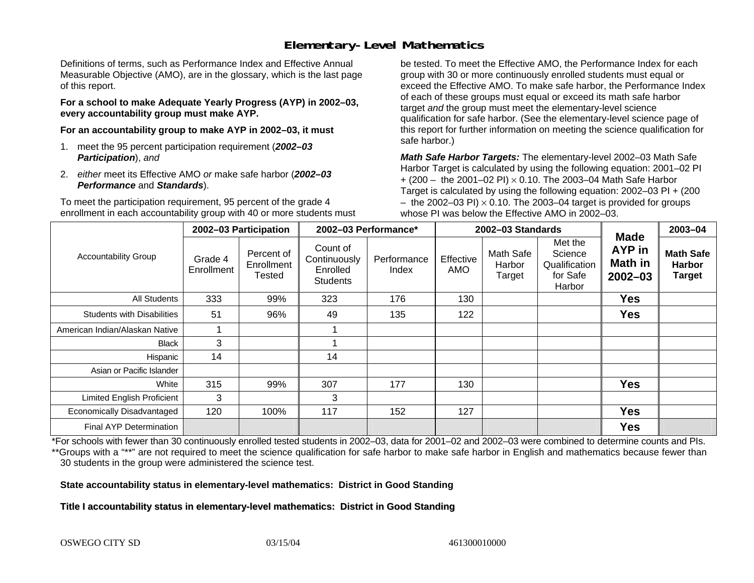# Elementary-Level Mathematics

Definitions of terms, such as Performance Index and Effective Annual Measurable Objective (AMO), are in the glossary, which is the last page of this report.

**For a school to make Adequate Yearly Progress (AYP) in 2002–03, every accountability group must make AYP.**

**For an accountability group to make AYP in 2002–03, it must**

1. meet the 95 percent participation requirement (***2002–03 Participation***), *and*
2. *either* meet its Effective AMO *or* make safe harbor (***2002–03 Performance*** and ***Standards***).

To meet the participation requirement, 95 percent of the grade 4 enrollment in each accountability group with 40 or more students must be tested. To meet the Effective AMO, the Performance Index for each group with 30 or more continuously enrolled students must equal or exceed the Effective AMO. To make safe harbor, the Performance Index of each of these groups must equal or exceed its math safe harbor target *and* the group must meet the elementary-level science qualification for safe harbor. (See the elementary-level science page of this report for further information on meeting the science qualification for safe harbor.)

***Math Safe Harbor Targets:*** The elementary-level 2002–03 Math Safe Harbor Target is calculated by using the following equation: 2001–02 PI + (200 – the 2001–02 PI) $\times$ 0.10. The 2003–04 Math Safe Harbor Target is calculated by using the following equation: 2002–03 PI + (200 – the 2002–03 PI) $\times$ 0.10. The 2003–04 target is provided for groups whose PI was below the Effective AMO in 2002–03.

| Accountability Group | 2002–03 Participation | | 2002–03 Performance* | | 2002–03 Standards | | | Made AYP in Math in 2002–03 | 2003–04 |
|---|---|---|---|---|---|---|---|---|---|
| | Grade 4 Enrollment | Percent of Enrollment Tested | Count of Continuously Enrolled Students | Performance Index | Effective AMO | Math Safe Harbor Target | Met the Science Qualification for Safe Harbor | | Math Safe Harbor Target |
| All Students | 333 | 99% | 323 | 176 | 130 | | | Yes | |
| Students with Disabilities | 51 | 96% | 49 | 135 | 122 | | | Yes | |
| American Indian/Alaskan Native | 1 | | 1 | | | | | | |
| Black | 3 | | 1 | | | | | | |
| Hispanic | 14 | | 14 | | | | | | |
| Asian or Pacific Islander | | | | | | | | | |
| White | 315 | 99% | 307 | 177 | 130 | | | Yes | |
| Limited English Proficient | 3 | | 3 | | | | | | |
| Economically Disadvantaged | 120 | 100% | 117 | 152 | 127 | | | Yes | |
| Final AYP Determination | | | | | | | | Yes | |

*For schools with fewer than 30 continuously enrolled tested students in 2002–03, data for 2001–02 and 2002–03 were combined to determine counts and PIs.

**Groups with a "**" are not required to meet the science qualification for safe harbor to make safe harbor in English and mathematics because fewer than 30 students in the group were administered the science test.

**State accountability status in elementary-level mathematics: District in Good Standing**

**Title I accountability status in elementary-level mathematics: District in Good Standing**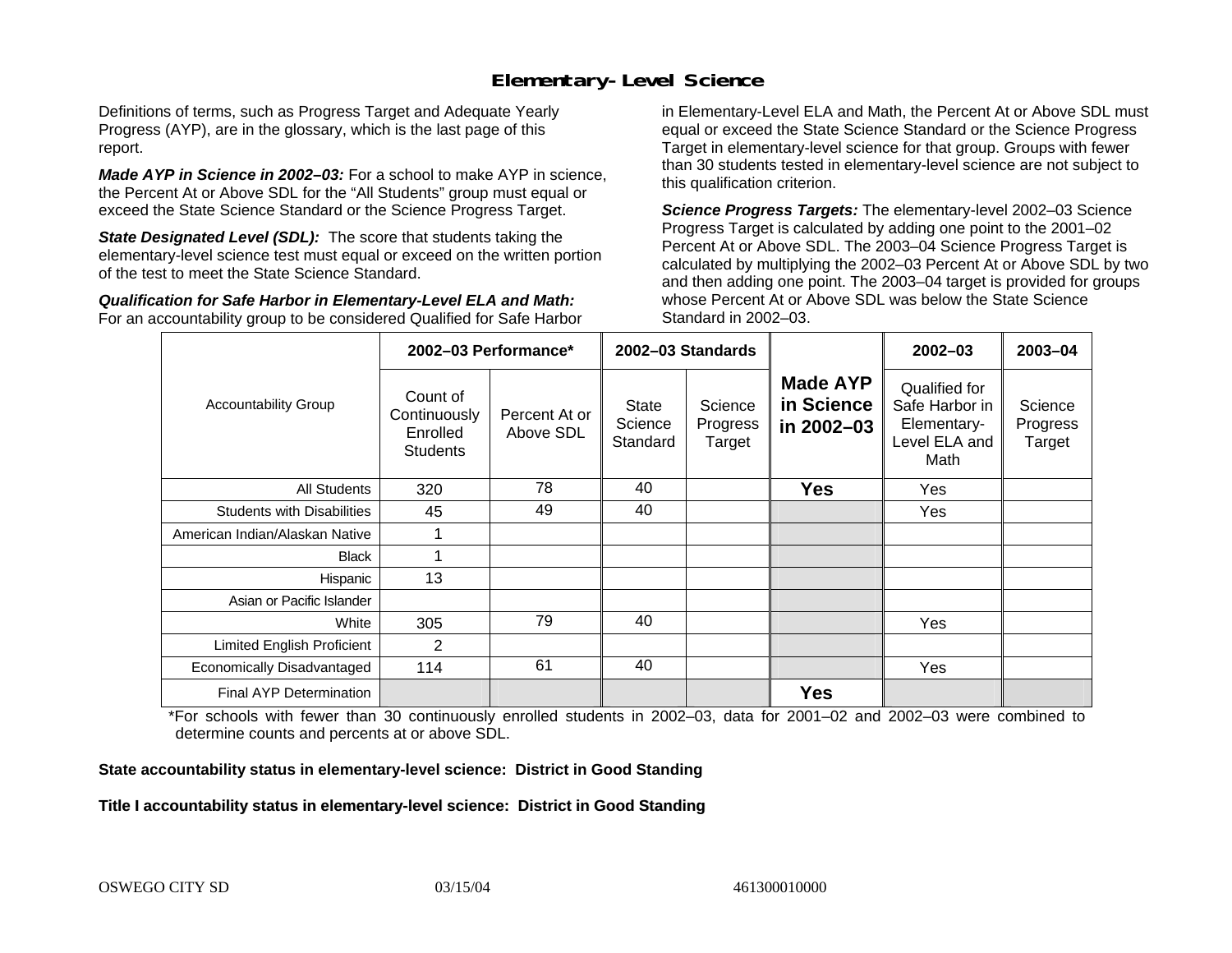# Elementary-Level Science

Definitions of terms, such as Progress Target and Adequate Yearly Progress (AYP), are in the glossary, which is the last page of this report.

***Made AYP in Science in 2002–03:*** For a school to make AYP in science, the Percent At or Above SDL for the "All Students" group must equal or exceed the State Science Standard or the Science Progress Target.

***State Designated Level (SDL):*** The score that students taking the elementary-level science test must equal or exceed on the written portion of the test to meet the State Science Standard.

***Qualification for Safe Harbor in Elementary-Level ELA and Math:*** For an accountability group to be considered Qualified for Safe Harbor in Elementary-Level ELA and Math, the Percent At or Above SDL must equal or exceed the State Science Standard or the Science Progress Target in elementary-level science for that group. Groups with fewer than 30 students tested in elementary-level science are not subject to this qualification criterion.

***Science Progress Targets:*** The elementary-level 2002–03 Science Progress Target is calculated by adding one point to the 2001–02 Percent At or Above SDL. The 2003–04 Science Progress Target is calculated by multiplying the 2002–03 Percent At or Above SDL by two and then adding one point. The 2003–04 target is provided for groups whose Percent At or Above SDL was below the State Science Standard in 2002–03.

| Accountability Group | 2002–03 Performance* | | 2002–03 Standards | | Made AYP in Science in 2002–03 | 2002–03 | 2003–04 |
|---|---|---|---|---|---|---|---|
| | Count of Continuously Enrolled Students | Percent At or Above SDL | State Science Standard | Science Progress Target | | Qualified for Safe Harbor in Elementary-Level ELA and Math | Science Progress Target |
| All Students | 320 | 78 | 40 | | **Yes** | Yes | |
| Students with Disabilities | 45 | 49 | 40 | | | Yes | |
| American Indian/Alaskan Native | 1 | | | | | | |
| Black | 1 | | | | | | |
| Hispanic | 13 | | | | | | |
| Asian or Pacific Islander | | | | | | | |
| White | 305 | 79 | 40 | | | Yes | |
| Limited English Proficient | 2 | | | | | | |
| Economically Disadvantaged | 114 | 61 | 40 | | | Yes | |
| Final AYP Determination | | | | | **Yes** | | |

*For schools with fewer than 30 continuously enrolled students in 2002–03, data for 2001–02 and 2002–03 were combined to determine counts and percents at or above SDL.

**State accountability status in elementary-level science: District in Good Standing**

**Title I accountability status in elementary-level science: District in Good Standing**

OSWEGO CITY SD 03/15/04 461300010000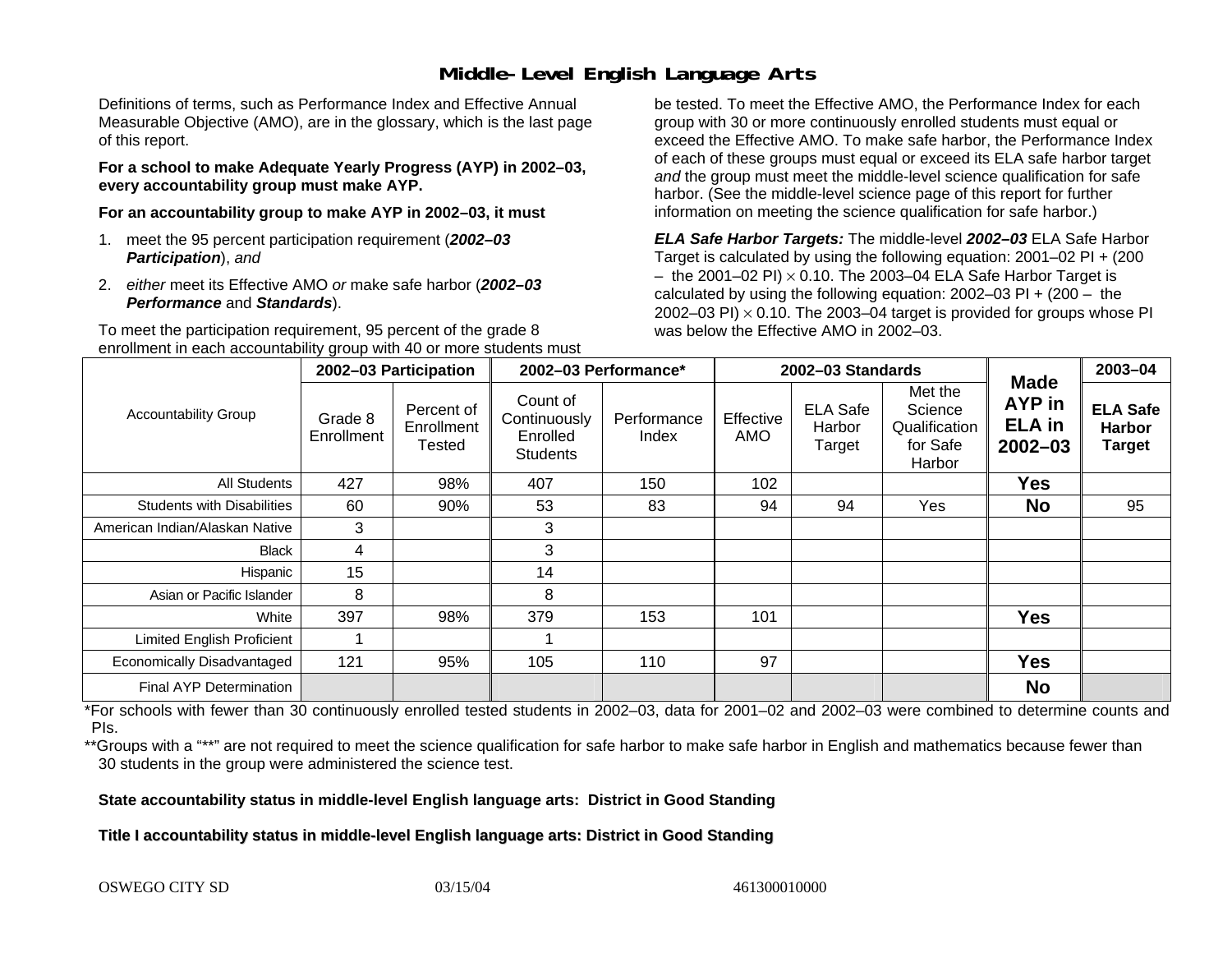# Middle-Level English Language Arts

Definitions of terms, such as Performance Index and Effective Annual Measurable Objective (AMO), are in the glossary, which is the last page of this report.

**For a school to make Adequate Yearly Progress (AYP) in 2002–03, every accountability group must make AYP.**

**For an accountability group to make AYP in 2002–03, it must**

1. meet the 95 percent participation requirement (***2002–03 Participation***), *and*
2. *either* meet its Effective AMO *or* make safe harbor (***2002–03 Performance*** and ***Standards***).

To meet the participation requirement, 95 percent of the grade 8 enrollment in each accountability group with 40 or more students must be tested. To meet the Effective AMO, the Performance Index for each group with 30 or more continuously enrolled students must equal or exceed the Effective AMO. To make safe harbor, the Performance Index of each of these groups must equal or exceed its ELA safe harbor target *and* the group must meet the middle-level science qualification for safe harbor. (See the middle-level science page of this report for further information on meeting the science qualification for safe harbor.)

***ELA Safe Harbor Targets:*** The middle-level ***2002–03*** ELA Safe Harbor Target is calculated by using the following equation: 2001–02 PI + (200 – the 2001–02 PI) $\times$ 0.10. The 2003–04 ELA Safe Harbor Target is calculated by using the following equation: 2002–03 PI + (200 – the 2002–03 PI) $\times$ 0.10. The 2003–04 target is provided for groups whose PI was below the Effective AMO in 2002–03.

| Accountability Group | 2002–03 Participation | | 2002–03 Performance* | | 2002–03 Standards | | | Made AYP in ELA in 2002–03 | 2003–04 |
|---|---|---|---|---|---|---|---|---|---|
| | Grade 8 Enrollment | Percent of Enrollment Tested | Count of Continuously Enrolled Students | Performance Index | Effective AMO | ELA Safe Harbor Target | Met the Science Qualification for Safe Harbor | | ELA Safe Harbor Target |
| All Students | 427 | 98% | 407 | 150 | 102 | | | Yes | |
| Students with Disabilities | 60 | 90% | 53 | 83 | 94 | 94 | Yes | No | 95 |
| American Indian/Alaskan Native | 3 | | 3 | | | | | | |
| Black | 4 | | 3 | | | | | | |
| Hispanic | 15 | | 14 | | | | | | |
| Asian or Pacific Islander | 8 | | 8 | | | | | | |
| White | 397 | 98% | 379 | 153 | 101 | | | Yes | |
| Limited English Proficient | 1 | | 1 | | | | | | |
| Economically Disadvantaged | 121 | 95% | 105 | 110 | 97 | | | Yes | |
| Final AYP Determination | | | | | | | | No | |

*For schools with fewer than 30 continuously enrolled tested students in 2002–03, data for 2001–02 and 2002–03 were combined to determine counts and PIs.

**Groups with a "**" are not required to meet the science qualification for safe harbor to make safe harbor in English and mathematics because fewer than 30 students in the group were administered the science test.

**State accountability status in middle-level English language arts: District in Good Standing**

**Title I accountability status in middle-level English language arts: District in Good Standing**

OSWEGO CITY SD 03/15/04 461300010000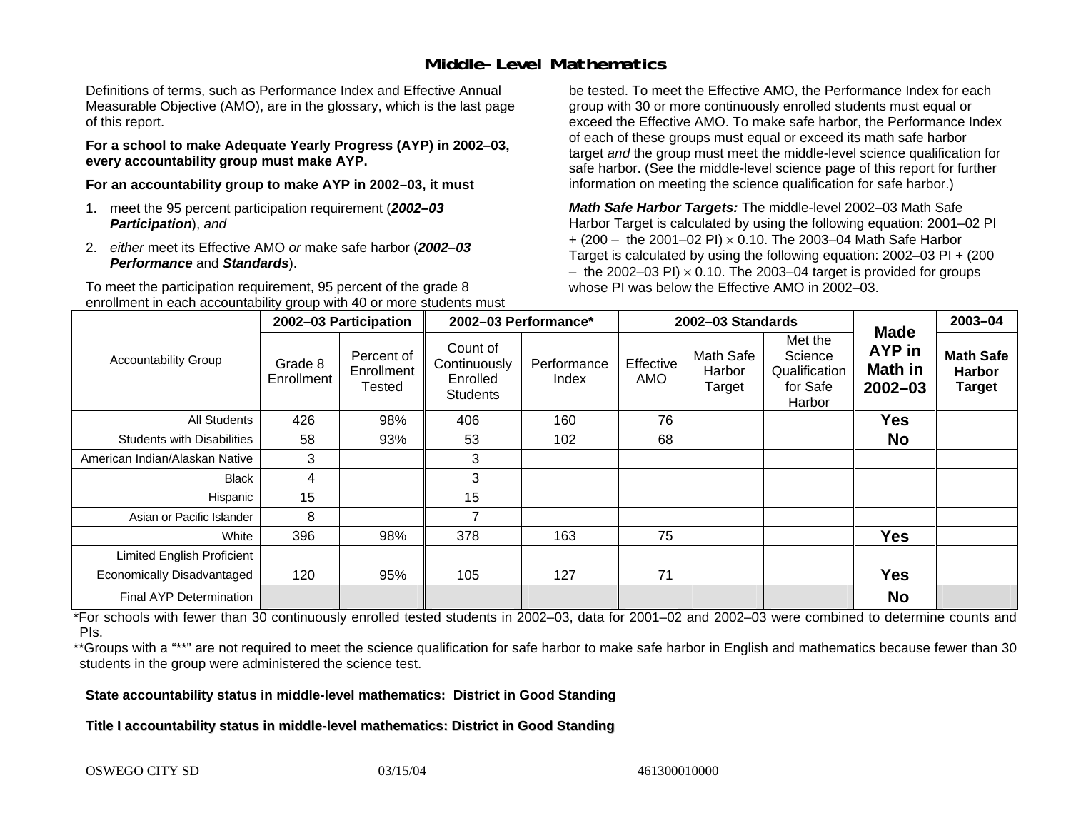# Middle-Level Mathematics

Definitions of terms, such as Performance Index and Effective Annual Measurable Objective (AMO), are in the glossary, which is the last page of this report.

**For a school to make Adequate Yearly Progress (AYP) in 2002–03, every accountability group must make AYP.**

**For an accountability group to make AYP in 2002–03, it must**

1. meet the 95 percent participation requirement (***2002–03 Participation***), *and*
2. *either* meet its Effective AMO *or* make safe harbor (***2002–03 Performance*** and ***Standards***).

To meet the participation requirement, 95 percent of the grade 8 enrollment in each accountability group with 40 or more students must be tested. To meet the Effective AMO, the Performance Index for each group with 30 or more continuously enrolled students must equal or exceed the Effective AMO. To make safe harbor, the Performance Index of each of these groups must equal or exceed its math safe harbor target *and* the group must meet the middle-level science qualification for safe harbor. (See the middle-level science page of this report for further information on meeting the science qualification for safe harbor.)

***Math Safe Harbor Targets:*** The middle-level 2002–03 Math Safe Harbor Target is calculated by using the following equation: 2001–02 PI + (200 – the 2001–02 PI) $\times$ 0.10. The 2003–04 Math Safe Harbor Target is calculated by using the following equation: 2002–03 PI + (200 – the 2002–03 PI) $\times$ 0.10. The 2003–04 target is provided for groups whose PI was below the Effective AMO in 2002–03.

| Accountability Group | 2002–03 Participation | | 2002–03 Performance* | | 2002–03 Standards | | | Made AYP in Math in 2002–03 | 2003–04 |
|---|---|---|---|---|---|---|---|---|---|
| | Grade 8 Enrollment | Percent of Enrollment Tested | Count of Continuously Enrolled Students | Performance Index | Effective AMO | Math Safe Harbor Target | Met the Science Qualification for Safe Harbor | | Math Safe Harbor Target |
| All Students | 426 | 98% | 406 | 160 | 76 | | | **Yes** | |
| Students with Disabilities | 58 | 93% | 53 | 102 | 68 | | | **No** | |
| American Indian/Alaskan Native | 3 | | 3 | | | | | | |
| Black | 4 | | 3 | | | | | | |
| Hispanic | 15 | | 15 | | | | | | |
| Asian or Pacific Islander | 8 | | 7 | | | | | | |
| White | 396 | 98% | 378 | 163 | 75 | | | **Yes** | |
| Limited English Proficient | | | | | | | | | |
| Economically Disadvantaged | 120 | 95% | 105 | 127 | 71 | | | **Yes** | |
| Final AYP Determination | | | | | | | | **No** | |

*For schools with fewer than 30 continuously enrolled tested students in 2002–03, data for 2001–02 and 2002–03 were combined to determine counts and PIs.

**Groups with a "**" are not required to meet the science qualification for safe harbor to make safe harbor in English and mathematics because fewer than 30 students in the group were administered the science test.

**State accountability status in middle-level mathematics: District in Good Standing**

**Title I accountability status in middle-level mathematics: District in Good Standing**

OSWEGO CITY SD 03/15/04 461300010000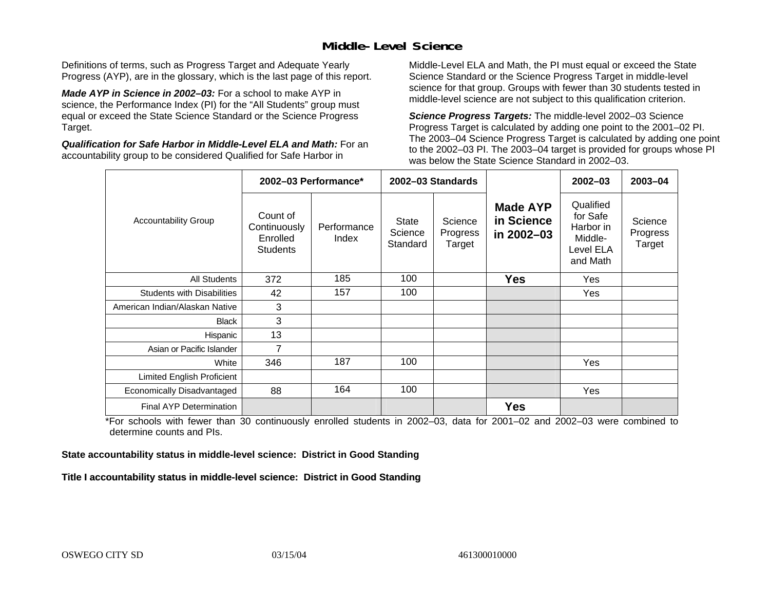# Middle-Level Science

Definitions of terms, such as Progress Target and Adequate Yearly Progress (AYP), are in the glossary, which is the last page of this report.

***Made AYP in Science in 2002–03:*** For a school to make AYP in science, the Performance Index (PI) for the "All Students" group must equal or exceed the State Science Standard or the Science Progress Target.

***Qualification for Safe Harbor in Middle-Level ELA and Math:*** For an accountability group to be considered Qualified for Safe Harbor in Middle-Level ELA and Math, the PI must equal or exceed the State Science Standard or the Science Progress Target in middle-level science for that group. Groups with fewer than 30 students tested in middle-level science are not subject to this qualification criterion.

***Science Progress Targets:*** The middle-level 2002–03 Science Progress Target is calculated by adding one point to the 2001–02 PI. The 2003–04 Science Progress Target is calculated by adding one point to the 2002–03 PI. The 2003–04 target is provided for groups whose PI was below the State Science Standard in 2002–03.

| Accountability Group | 2002–03 Performance* | | 2002–03 Standards | | Made AYP in Science in 2002–03 | 2002–03 | 2003–04 |
|---|---|---|---|---|---|---|---|
| | Count of Continuously Enrolled Students | Performance Index | State Science Standard | Science Progress Target | | Qualified for Safe Harbor in Middle-Level ELA and Math | Science Progress Target |
| All Students | 372 | 185 | 100 | | **Yes** | Yes | |
| Students with Disabilities | 42 | 157 | 100 | | | Yes | |
| American Indian/Alaskan Native | 3 | | | | | | |
| Black | 3 | | | | | | |
| Hispanic | 13 | | | | | | |
| Asian or Pacific Islander | 7 | | | | | | |
| White | 346 | 187 | 100 | | | Yes | |
| Limited English Proficient | | | | | | | |
| Economically Disadvantaged | 88 | 164 | 100 | | | Yes | |
| Final AYP Determination | | | | | **Yes** | | |

*For schools with fewer than 30 continuously enrolled students in 2002–03, data for 2001–02 and 2002–03 were combined to determine counts and PIs.

**State accountability status in middle-level science: District in Good Standing**

**Title I accountability status in middle-level science: District in Good Standing**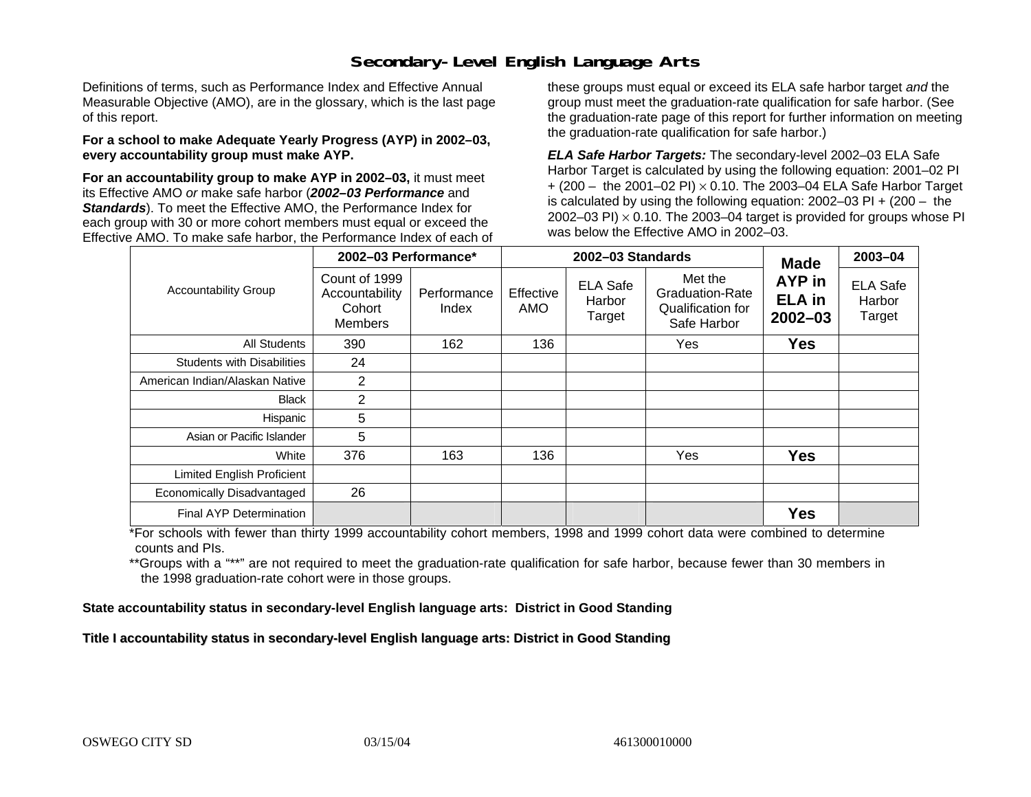# Secondary-Level English Language Arts

Definitions of terms, such as Performance Index and Effective Annual Measurable Objective (AMO), are in the glossary, which is the last page of this report.

**For a school to make Adequate Yearly Progress (AYP) in 2002–03, every accountability group must make AYP.**

**For an accountability group to make AYP in 2002–03,** it must meet its Effective AMO *or* make safe harbor (***2002–03 Performance*** and ***Standards***). To meet the Effective AMO, the Performance Index for each group with 30 or more cohort members must equal or exceed the Effective AMO. To make safe harbor, the Performance Index of each of these groups must equal or exceed its ELA safe harbor target *and* the group must meet the graduation-rate qualification for safe harbor. (See the graduation-rate page of this report for further information on meeting the graduation-rate qualification for safe harbor.)

***ELA Safe Harbor Targets:*** The secondary-level 2002–03 ELA Safe Harbor Target is calculated by using the following equation: 2001–02 PI + (200 – the 2001–02 PI) $\times$ 0.10. The 2003–04 ELA Safe Harbor Target is calculated by using the following equation: 2002–03 PI + (200 – the 2002–03 PI) $\times$ 0.10. The 2003–04 target is provided for groups whose PI was below the Effective AMO in 2002–03.

| Accountability Group | 2002–03 Performance* | | 2002–03 Standards | | | Made AYP in ELA in 2002–03 | 2003–04 |
|---|---|---|---|---|---|---|---|
| | Count of 1999 Accountability Cohort Members | Performance Index | Effective AMO | ELA Safe Harbor Target | Met the Graduation-Rate Qualification for Safe Harbor | | ELA Safe Harbor Target |
| All Students | 390 | 162 | 136 | | Yes | **Yes** | |
| Students with Disabilities | 24 | | | | | | |
| American Indian/Alaskan Native | 2 | | | | | | |
| Black | 2 | | | | | | |
| Hispanic | 5 | | | | | | |
| Asian or Pacific Islander | 5 | | | | | | |
| White | 376 | 163 | 136 | | Yes | **Yes** | |
| Limited English Proficient | | | | | | | |
| Economically Disadvantaged | 26 | | | | | | |
| Final AYP Determination | | | | | | **Yes** | |

*For schools with fewer than thirty 1999 accountability cohort members, 1998 and 1999 cohort data were combined to determine counts and PIs.

**Groups with a "**" are not required to meet the graduation-rate qualification for safe harbor, because fewer than 30 members in the 1998 graduation-rate cohort were in those groups.

**State accountability status in secondary-level English language arts: District in Good Standing**

**Title I accountability status in secondary-level English language arts: District in Good Standing**

OSWEGO CITY SD 03/15/04 461300010000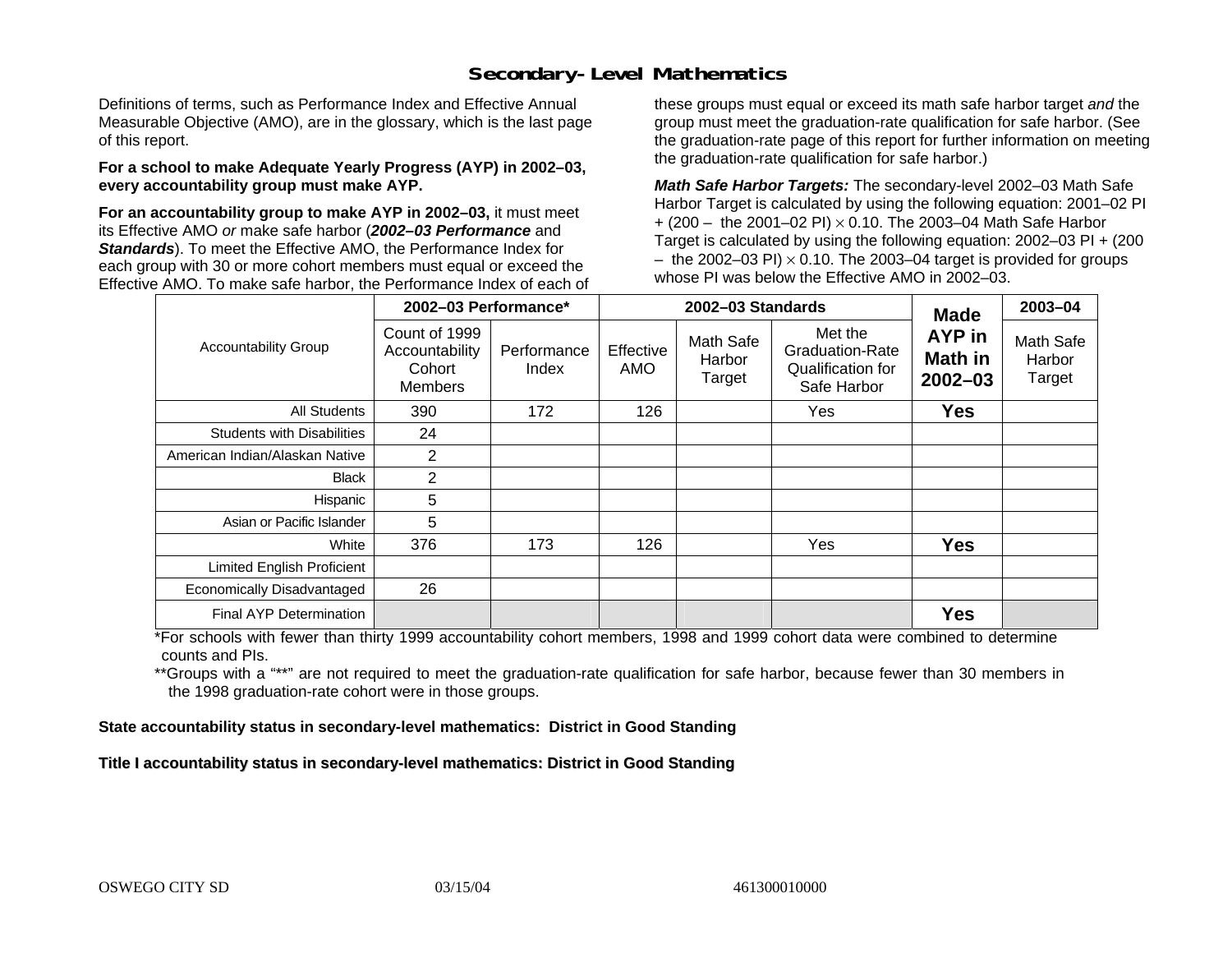## Secondary-Level Mathematics

Definitions of terms, such as Performance Index and Effective Annual Measurable Objective (AMO), are in the glossary, which is the last page of this report.

**For a school to make Adequate Yearly Progress (AYP) in 2002–03, every accountability group must make AYP.**

**For an accountability group to make AYP in 2002–03,** it must meet its Effective AMO *or* make safe harbor (***2002–03 Performance*** and ***Standards***). To meet the Effective AMO, the Performance Index for each group with 30 or more cohort members must equal or exceed the Effective AMO. To make safe harbor, the Performance Index of each of these groups must equal or exceed its math safe harbor target *and* the group must meet the graduation-rate qualification for safe harbor. (See the graduation-rate page of this report for further information on meeting the graduation-rate qualification for safe harbor.)

***Math Safe Harbor Targets:*** The secondary-level 2002–03 Math Safe Harbor Target is calculated by using the following equation: 2001–02 PI + (200 – the 2001–02 PI) $\times$ 0.10. The 2003–04 Math Safe Harbor Target is calculated by using the following equation: 2002–03 PI + (200 – the 2002–03 PI) $\times$ 0.10. The 2003–04 target is provided for groups whose PI was below the Effective AMO in 2002–03.

| Accountability Group | 2002–03 Performance* | | 2002–03 Standards | | | Made AYP in Math in 2002–03 | 2003–04 |
|---|---|---|---|---|---|---|---|
| | Count of 1999 Accountability Cohort Members | Performance Index | Effective AMO | Math Safe Harbor Target | Met the Graduation-Rate Qualification for Safe Harbor | | Math Safe Harbor Target |
| All Students | 390 | 172 | 126 | | Yes | **Yes** | |
| Students with Disabilities | 24 | | | | | | |
| American Indian/Alaskan Native | 2 | | | | | | |
| Black | 2 | | | | | | |
| Hispanic | 5 | | | | | | |
| Asian or Pacific Islander | 5 | | | | | | |
| White | 376 | 173 | 126 | | Yes | **Yes** | |
| Limited English Proficient | | | | | | | |
| Economically Disadvantaged | 26 | | | | | | |
| Final AYP Determination | | | | | | **Yes** | |

*For schools with fewer than thirty 1999 accountability cohort members, 1998 and 1999 cohort data were combined to determine counts and PIs.

**Groups with a "**" are not required to meet the graduation-rate qualification for safe harbor, because fewer than 30 members in the 1998 graduation-rate cohort were in those groups.

**State accountability status in secondary-level mathematics: District in Good Standing**

**Title I accountability status in secondary-level mathematics: District in Good Standing**

OSWEGO CITY SD 03/15/04 461300010000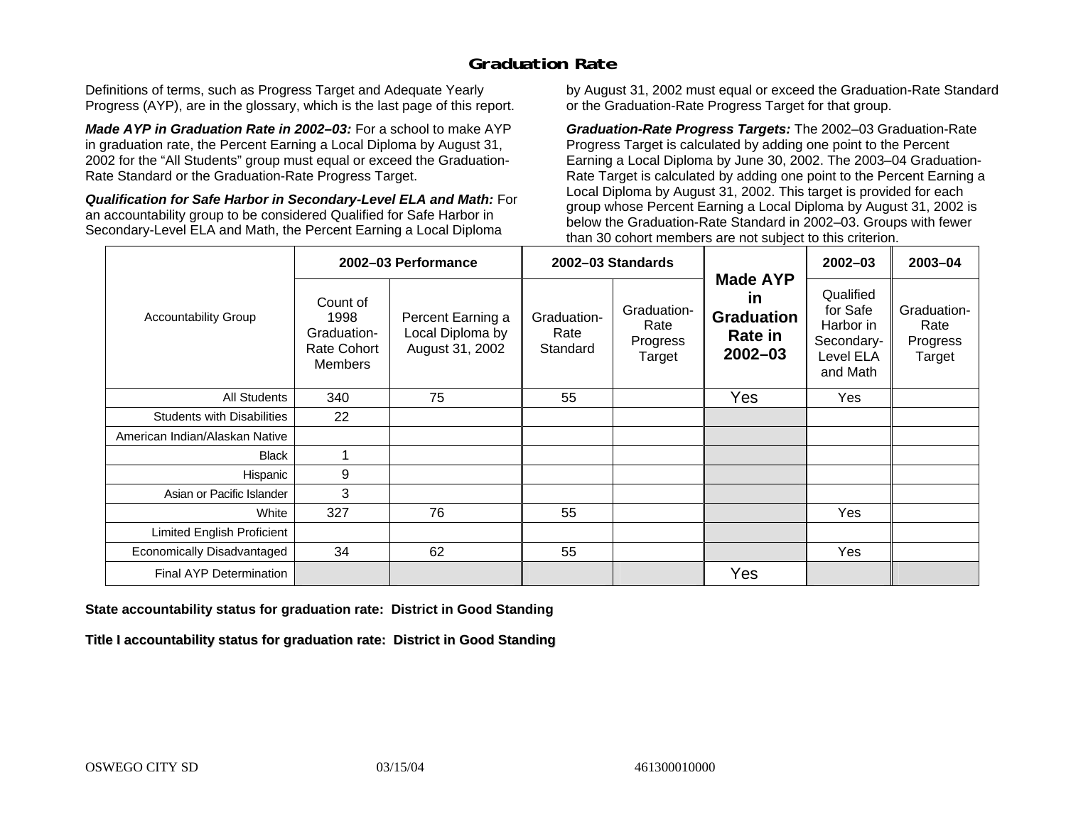# Graduation Rate

Definitions of terms, such as Progress Target and Adequate Yearly Progress (AYP), are in the glossary, which is the last page of this report.

***Made AYP in Graduation Rate in 2002–03:*** For a school to make AYP in graduation rate, the Percent Earning a Local Diploma by August 31, 2002 for the "All Students" group must equal or exceed the Graduation-Rate Standard or the Graduation-Rate Progress Target.

***Qualification for Safe Harbor in Secondary-Level ELA and Math:*** For an accountability group to be considered Qualified for Safe Harbor in Secondary-Level ELA and Math, the Percent Earning a Local Diploma by August 31, 2002 must equal or exceed the Graduation-Rate Standard or the Graduation-Rate Progress Target for that group.

***Graduation-Rate Progress Targets:*** The 2002–03 Graduation-Rate Progress Target is calculated by adding one point to the Percent Earning a Local Diploma by June 30, 2002. The 2003–04 Graduation-Rate Target is calculated by adding one point to the Percent Earning a Local Diploma by August 31, 2002. This target is provided for each group whose Percent Earning a Local Diploma by August 31, 2002 is below the Graduation-Rate Standard in 2002–03. Groups with fewer than 30 cohort members are not subject to this criterion.

| Accountability Group | 2002–03 Performance | | 2002–03 Standards | | Made AYP in Graduation Rate in 2002–03 | 2002–03 | 2003–04 |
|---|---|---|---|---|---|---|---|
| | Count of 1998 Graduation-Rate Cohort Members | Percent Earning a Local Diploma by August 31, 2002 | Graduation-Rate Standard | Graduation-Rate Progress Target | | Qualified for Safe Harbor in Secondary-Level ELA and Math | Graduation-Rate Progress Target |
| All Students | 340 | 75 | 55 | | Yes | Yes | |
| Students with Disabilities | 22 | | | | | | |
| American Indian/Alaskan Native | | | | | | | |
| Black | 1 | | | | | | |
| Hispanic | 9 | | | | | | |
| Asian or Pacific Islander | 3 | | | | | | |
| White | 327 | 76 | 55 | | | Yes | |
| Limited English Proficient | | | | | | | |
| Economically Disadvantaged | 34 | 62 | 55 | | | Yes | |
| Final AYP Determination | | | | | Yes | | |

**State accountability status for graduation rate: District in Good Standing**

**Title I accountability status for graduation rate: District in Good Standing**

OSWEGO CITY SD 03/15/04 461300010000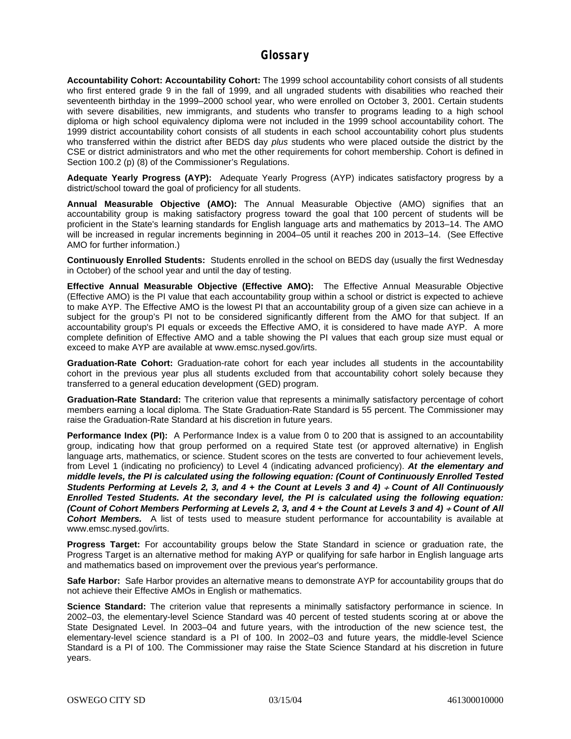# Glossary

**Accountability Cohort: Accountability Cohort:** The 1999 school accountability cohort consists of all students who first entered grade 9 in the fall of 1999, and all ungraded students with disabilities who reached their seventeenth birthday in the 1999–2000 school year, who were enrolled on October 3, 2001. Certain students with severe disabilities, new immigrants, and students who transfer to programs leading to a high school diploma or high school equivalency diploma were not included in the 1999 school accountability cohort. The 1999 district accountability cohort consists of all students in each school accountability cohort plus students who transferred within the district after BEDS day *plus* students who were placed outside the district by the CSE or district administrators and who met the other requirements for cohort membership. Cohort is defined in Section 100.2 (p) (8) of the Commissioner's Regulations.

**Adequate Yearly Progress (AYP):** Adequate Yearly Progress (AYP) indicates satisfactory progress by a district/school toward the goal of proficiency for all students.

**Annual Measurable Objective (AMO):** The Annual Measurable Objective (AMO) signifies that an accountability group is making satisfactory progress toward the goal that 100 percent of students will be proficient in the State's learning standards for English language arts and mathematics by 2013–14. The AMO will be increased in regular increments beginning in 2004–05 until it reaches 200 in 2013–14. (See Effective AMO for further information.)

**Continuously Enrolled Students:** Students enrolled in the school on BEDS day (usually the first Wednesday in October) of the school year and until the day of testing.

**Effective Annual Measurable Objective (Effective AMO):** The Effective Annual Measurable Objective (Effective AMO) is the PI value that each accountability group within a school or district is expected to achieve to make AYP. The Effective AMO is the lowest PI that an accountability group of a given size can achieve in a subject for the group's PI not to be considered significantly different from the AMO for that subject. If an accountability group's PI equals or exceeds the Effective AMO, it is considered to have made AYP. A more complete definition of Effective AMO and a table showing the PI values that each group size must equal or exceed to make AYP are available at www.emsc.nysed.gov/irts.

**Graduation-Rate Cohort:** Graduation-rate cohort for each year includes all students in the accountability cohort in the previous year plus all students excluded from that accountability cohort solely because they transferred to a general education development (GED) program.

**Graduation-Rate Standard:** The criterion value that represents a minimally satisfactory percentage of cohort members earning a local diploma. The State Graduation-Rate Standard is 55 percent. The Commissioner may raise the Graduation-Rate Standard at his discretion in future years.

**Performance Index (PI):** A Performance Index is a value from 0 to 200 that is assigned to an accountability group, indicating how that group performed on a required State test (or approved alternative) in English language arts, mathematics, or science. Student scores on the tests are converted to four achievement levels, from Level 1 (indicating no proficiency) to Level 4 (indicating advanced proficiency). ***At the elementary and middle levels, the PI is calculated using the following equation: (Count of Continuously Enrolled Tested Students Performing at Levels 2, 3, and 4 + the Count at Levels 3 and 4) ÷ Count of All Continuously Enrolled Tested Students. At the secondary level, the PI is calculated using the following equation: (Count of Cohort Members Performing at Levels 2, 3, and 4 + the Count at Levels 3 and 4) ÷ Count of All Cohort Members.*** A list of tests used to measure student performance for accountability is available at www.emsc.nysed.gov/irts.

**Progress Target:** For accountability groups below the State Standard in science or graduation rate, the Progress Target is an alternative method for making AYP or qualifying for safe harbor in English language arts and mathematics based on improvement over the previous year's performance.

**Safe Harbor:** Safe Harbor provides an alternative means to demonstrate AYP for accountability groups that do not achieve their Effective AMOs in English or mathematics.

**Science Standard:** The criterion value that represents a minimally satisfactory performance in science. In 2002–03, the elementary-level Science Standard was 40 percent of tested students scoring at or above the State Designated Level. In 2003–04 and future years, with the introduction of the new science test, the elementary-level science standard is a PI of 100. In 2002–03 and future years, the middle-level Science Standard is a PI of 100. The Commissioner may raise the State Science Standard at his discretion in future years.

OSWEGO CITY SD 03/15/04 461300010000